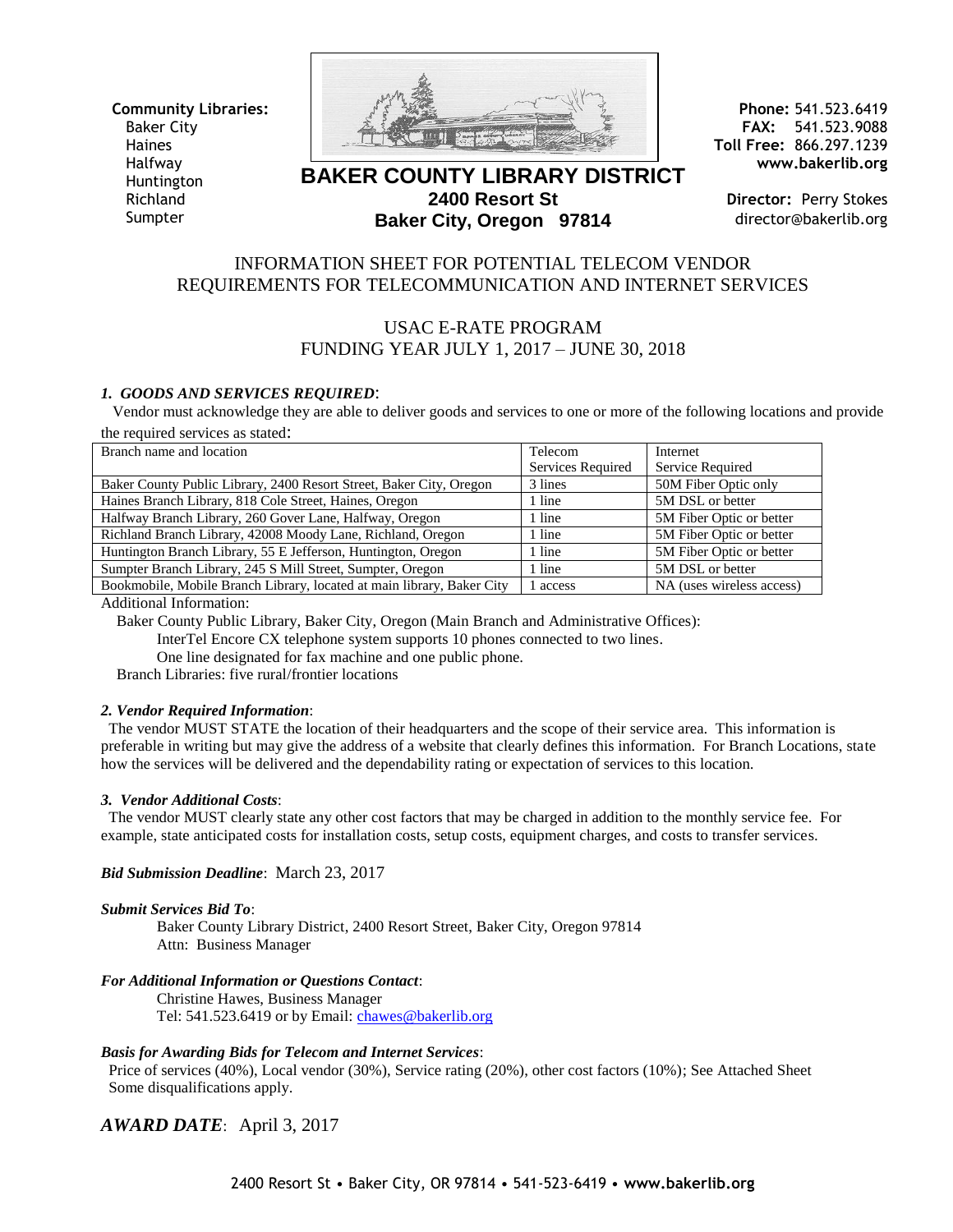**Community Libraries:**
Baker City
Haines
Halfway
Huntington
Richland
Sumpter

# BAKER COUNTY LIBRARY DISTRICT

**2400 Resort St**
**Baker City, Oregon 97814**

**Phone:** 541.523.6419
**FAX:** 541.523.9088
**Toll Free:** 866.297.1239
**www.bakerlib.org**

**Director:** Perry Stokes
director@bakerlib.org

## INFORMATION SHEET FOR POTENTIAL TELECOM VENDOR
## REQUIREMENTS FOR TELECOMMUNICATION AND INTERNET SERVICES

## USAC E-RATE PROGRAM
## FUNDING YEAR JULY 1, 2017 – JUNE 30, 2018

### *1. GOODS AND SERVICES REQUIRED*:

Vendor must acknowledge they are able to deliver goods and services to one or more of the following locations and provide the required services as stated:

| Branch name and location | Telecom Services Required | Internet Service Required |
|---|---|---|
| Baker County Public Library, 2400 Resort Street, Baker City, Oregon | 3 lines | 50M Fiber Optic only |
| Haines Branch Library, 818 Cole Street, Haines, Oregon | 1 line | 5M DSL or better |
| Halfway Branch Library, 260 Gover Lane, Halfway, Oregon | 1 line | 5M Fiber Optic or better |
| Richland Branch Library, 42008 Moody Lane, Richland, Oregon | 1 line | 5M Fiber Optic or better |
| Huntington Branch Library, 55 E Jefferson, Huntington, Oregon | 1 line | 5M Fiber Optic or better |
| Sumpter Branch Library, 245 S Mill Street, Sumpter, Oregon | 1 line | 5M DSL or better |
| Bookmobile, Mobile Branch Library, located at main library, Baker City | 1 access | NA (uses wireless access) |

Additional Information:

Baker County Public Library, Baker City, Oregon (Main Branch and Administrative Offices):

InterTel Encore CX telephone system supports 10 phones connected to two lines.

One line designated for fax machine and one public phone.

Branch Libraries: five rural/frontier locations

### *2. Vendor Required Information*:

The vendor MUST STATE the location of their headquarters and the scope of their service area. This information is preferable in writing but may give the address of a website that clearly defines this information. For Branch Locations, state how the services will be delivered and the dependability rating or expectation of services to this location.

### *3. Vendor Additional Costs*:

The vendor MUST clearly state any other cost factors that may be charged in addition to the monthly service fee. For example, state anticipated costs for installation costs, setup costs, equipment charges, and costs to transfer services.

***Bid Submission Deadline***: March 23, 2017

***Submit Services Bid To***:

Baker County Library District, 2400 Resort Street, Baker City, Oregon 97814
Attn: Business Manager

***For Additional Information or Questions Contact***:

Christine Hawes, Business Manager
Tel: 541.523.6419 or by Email: chawes@bakerlib.org

***Basis for Awarding Bids for Telecom and Internet Services***:

Price of services (40%), Local vendor (30%), Service rating (20%), other cost factors (10%); See Attached Sheet
Some disqualifications apply.

***AWARD DATE***: April 3, 2017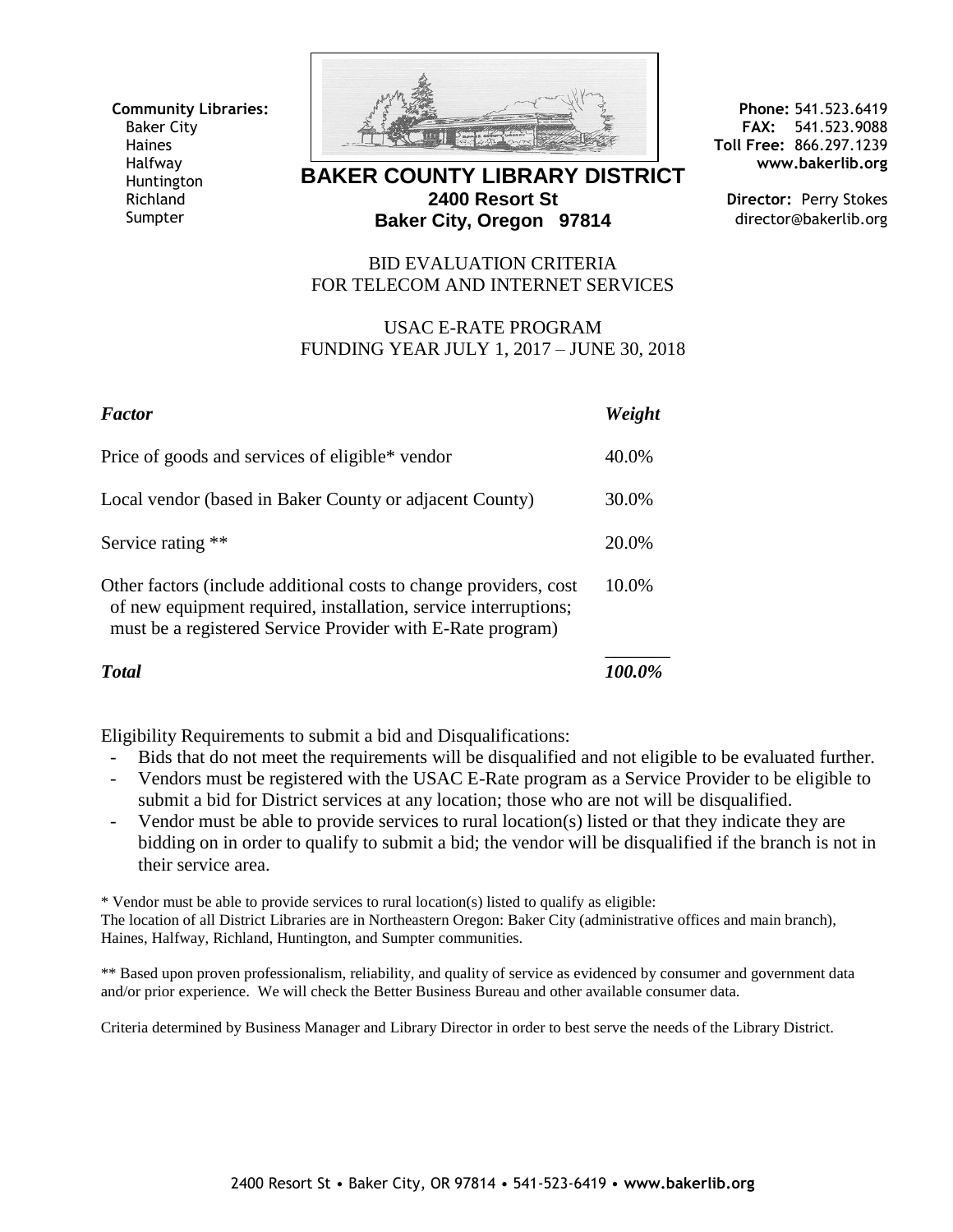**Community Libraries:**
Baker City
Haines
Halfway
Huntington
Richland
Sumpter

# BAKER COUNTY LIBRARY DISTRICT

**2400 Resort St**
**Baker City, Oregon 97814**

**Phone:** 541.523.6419
**FAX:** 541.523.9088
**Toll Free:** 866.297.1239
**www.bakerlib.org**

**Director:** Perry Stokes
director@bakerlib.org

## BID EVALUATION CRITERIA FOR TELECOM AND INTERNET SERVICES

## USAC E-RATE PROGRAM FUNDING YEAR JULY 1, 2017 – JUNE 30, 2018

| ***Factor*** | ***Weight*** |
|---|---|
| Price of goods and services of eligible* vendor | 40.0% |
| Local vendor (based in Baker County or adjacent County) | 30.0% |
| Service rating ** | 20.0% |
| Other factors (include additional costs to change providers, cost of new equipment required, installation, service interruptions; must be a registered Service Provider with E-Rate program) | 10.0% |
| ***Total*** | ***100.0%*** |

Eligibility Requirements to submit a bid and Disqualifications:

- Bids that do not meet the requirements will be disqualified and not eligible to be evaluated further.
- Vendors must be registered with the USAC E-Rate program as a Service Provider to be eligible to submit a bid for District services at any location; those who are not will be disqualified.
- Vendor must be able to provide services to rural location(s) listed or that they indicate they are bidding on in order to qualify to submit a bid; the vendor will be disqualified if the branch is not in their service area.

* Vendor must be able to provide services to rural location(s) listed to qualify as eligible:
The location of all District Libraries are in Northeastern Oregon: Baker City (administrative offices and main branch), Haines, Halfway, Richland, Huntington, and Sumpter communities.

** Based upon proven professionalism, reliability, and quality of service as evidenced by consumer and government data and/or prior experience. We will check the Better Business Bureau and other available consumer data.

Criteria determined by Business Manager and Library Director in order to best serve the needs of the Library District.